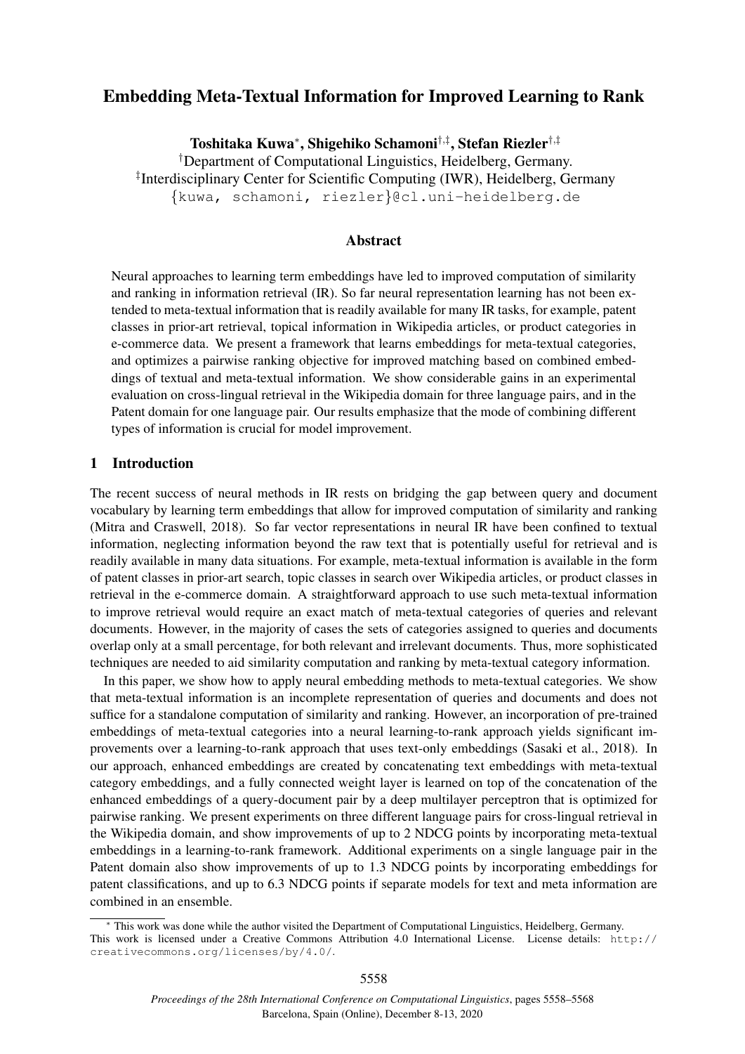# Embedding Meta-Textual Information for Improved Learning to Rank

**Toshitaka Kuwa*, Shigehiko Schamoni[†,‡], Stefan Riezler[†,‡]**

[†]Department of Computational Linguistics, Heidelberg, Germany.
[‡]Interdisciplinary Center for Scientific Computing (IWR), Heidelberg, Germany
{kuwa, schamoni, riezler}@cl.uni-heidelberg.de

## Abstract

Neural approaches to learning term embeddings have led to improved computation of similarity and ranking in information retrieval (IR). So far neural representation learning has not been extended to meta-textual information that is readily available for many IR tasks, for example, patent classes in prior-art retrieval, topical information in Wikipedia articles, or product categories in e-commerce data. We present a framework that learns embeddings for meta-textual categories, and optimizes a pairwise ranking objective for improved matching based on combined embeddings of textual and meta-textual information. We show considerable gains in an experimental evaluation on cross-lingual retrieval in the Wikipedia domain for three language pairs, and in the Patent domain for one language pair. Our results emphasize that the mode of combining different types of information is crucial for model improvement.

## 1 Introduction

The recent success of neural methods in IR rests on bridging the gap between query and document vocabulary by learning term embeddings that allow for improved computation of similarity and ranking (Mitra and Craswell, 2018). So far vector representations in neural IR have been confined to textual information, neglecting information beyond the raw text that is potentially useful for retrieval and is readily available in many data situations. For example, meta-textual information is available in the form of patent classes in prior-art search, topic classes in search over Wikipedia articles, or product classes in retrieval in the e-commerce domain. A straightforward approach to use such meta-textual information to improve retrieval would require an exact match of meta-textual categories of queries and relevant documents. However, in the majority of cases the sets of categories assigned to queries and documents overlap only at a small percentage, for both relevant and irrelevant documents. Thus, more sophisticated techniques are needed to aid similarity computation and ranking by meta-textual category information.

In this paper, we show how to apply neural embedding methods to meta-textual categories. We show that meta-textual information is an incomplete representation of queries and documents and does not suffice for a standalone computation of similarity and ranking. However, an incorporation of pre-trained embeddings of meta-textual categories into a neural learning-to-rank approach yields significant improvements over a learning-to-rank approach that uses text-only embeddings (Sasaki et al., 2018). In our approach, enhanced embeddings are created by concatenating text embeddings with meta-textual category embeddings, and a fully connected weight layer is learned on top of the concatenation of the enhanced embeddings of a query-document pair by a deep multilayer perceptron that is optimized for pairwise ranking. We present experiments on three different language pairs for cross-lingual retrieval in the Wikipedia domain, and show improvements of up to 2 NDCG points by incorporating meta-textual embeddings in a learning-to-rank framework. Additional experiments on a single language pair in the Patent domain also show improvements of up to 1.3 NDCG points by incorporating embeddings for patent classifications, and up to 6.3 NDCG points if separate models for text and meta information are combined in an ensemble.

---

* This work was done while the author visited the Department of Computational Linguistics, Heidelberg, Germany.
This work is licensed under a Creative Commons Attribution 4.0 International License. License details: http://creativecommons.org/licenses/by/4.0/.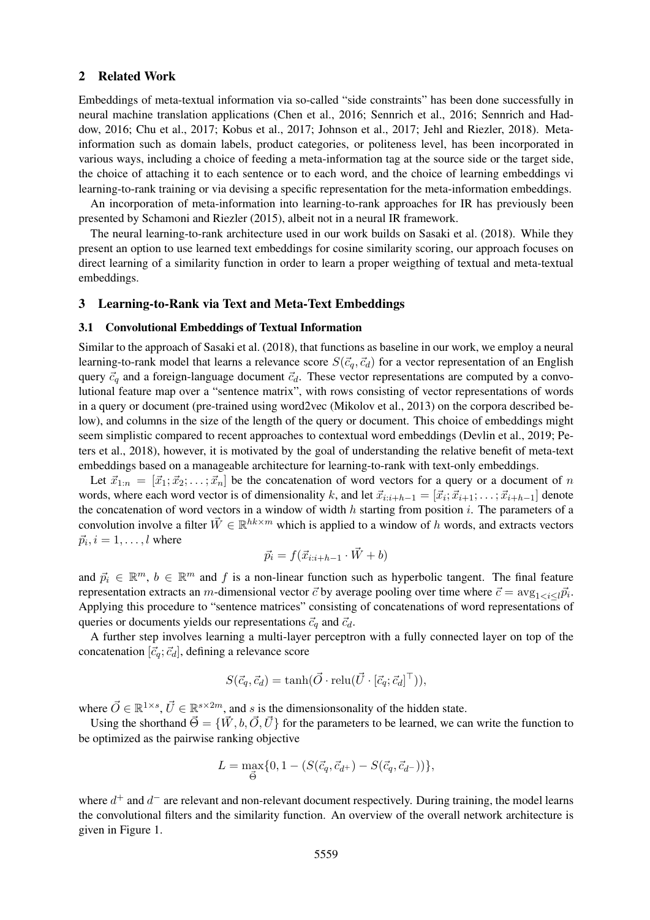## 2 Related Work

Embeddings of meta-textual information via so-called "side constraints" has been done successfully in neural machine translation applications (Chen et al., 2016; Sennrich et al., 2016; Sennrich and Haddow, 2016; Chu et al., 2017; Kobus et al., 2017; Johnson et al., 2017; Jehl and Riezler, 2018). Meta-information such as domain labels, product categories, or politeness level, has been incorporated in various ways, including a choice of feeding a meta-information tag at the source side or the target side, the choice of attaching it to each sentence or to each word, and the choice of learning embeddings vi learning-to-rank training or via devising a specific representation for the meta-information embeddings.

An incorporation of meta-information into learning-to-rank approaches for IR has previously been presented by Schamoni and Riezler (2015), albeit not in a neural IR framework.

The neural learning-to-rank architecture used in our work builds on Sasaki et al. (2018). While they present an option to use learned text embeddings for cosine similarity scoring, our approach focuses on direct learning of a similarity function in order to learn a proper weigthing of textual and meta-textual embeddings.

## 3 Learning-to-Rank via Text and Meta-Text Embeddings

### 3.1 Convolutional Embeddings of Textual Information

Similar to the approach of Sasaki et al. (2018), that functions as baseline in our work, we employ a neural learning-to-rank model that learns a relevance score $S(\vec{c}_q, \vec{c}_d)$ for a vector representation of an English query $\vec{c}_q$ and a foreign-language document $\vec{c}_d$. These vector representations are computed by a convolutional feature map over a "sentence matrix", with rows consisting of vector representations of words in a query or document (pre-trained using word2vec (Mikolov et al., 2013) on the corpora described below), and columns in the size of the length of the query or document. This choice of embeddings might seem simplistic compared to recent approaches to contextual word embeddings (Devlin et al., 2019; Peters et al., 2018), however, it is motivated by the goal of understanding the relative benefit of meta-text embeddings based on a manageable architecture for learning-to-rank with text-only embeddings.

Let $\vec{x}_{1:n} = [\vec{x}_1; \vec{x}_2; \ldots; \vec{x}_n]$ be the concatenation of word vectors for a query or a document of $n$ words, where each word vector is of dimensionality $k$, and let $\vec{x}_{i:i+h-1} = [\vec{x}_i; \vec{x}_{i+1}; \ldots; \vec{x}_{i+h-1}]$ denote the concatenation of word vectors in a window of width $h$ starting from position $i$. The parameters of a convolution involve a filter $\vec{W} \in \mathbb{R}^{hk \times m}$ which is applied to a window of $h$ words, and extracts vectors $\vec{p}_i, i = 1, \ldots, l$ where

$$\vec{p}_i = f(\vec{x}_{i:i+h-1} \cdot \vec{W} + b)$$

and $\vec{p}_i \in \mathbb{R}^m$, $b \in \mathbb{R}^m$ and $f$ is a non-linear function such as hyperbolic tangent. The final feature representation extracts an $m$-dimensional vector $\vec{c}$ by average pooling over time where $\vec{c} = \text{avg}_{1<i \leq l} \vec{p}_i$. Applying this procedure to "sentence matrices" consisting of concatenations of word representations of queries or documents yields our representations $\vec{c}_q$ and $\vec{c}_d$.

A further step involves learning a multi-layer perceptron with a fully connected layer on top of the concatenation $[\vec{c}_q; \vec{c}_d]$, defining a relevance score

$$S(\vec{c}_q, \vec{c}_d) = \tanh(\vec{O} \cdot \text{relu}(\vec{U} \cdot [\vec{c}_q; \vec{c}_d]^\top)),$$

where $\vec{O} \in \mathbb{R}^{1 \times s}$, $\vec{U} \in \mathbb{R}^{s \times 2m}$, and $s$ is the dimensionsonality of the hidden state.

Using the shorthand $\vec{\Theta} = \{\vec{W}, b, \vec{O}, \vec{U}\}$ for the parameters to be learned, we can write the function to be optimized as the pairwise ranking objective

$$L = \max_{\vec{\Theta}}\{0, 1 - (S(\vec{c}_q, \vec{c}_{d^+}) - S(\vec{c}_q, \vec{c}_{d^-}))\},$$

where $d^+$ and $d^-$ are relevant and non-relevant document respectively. During training, the model learns the convolutional filters and the similarity function. An overview of the overall network architecture is given in Figure 1.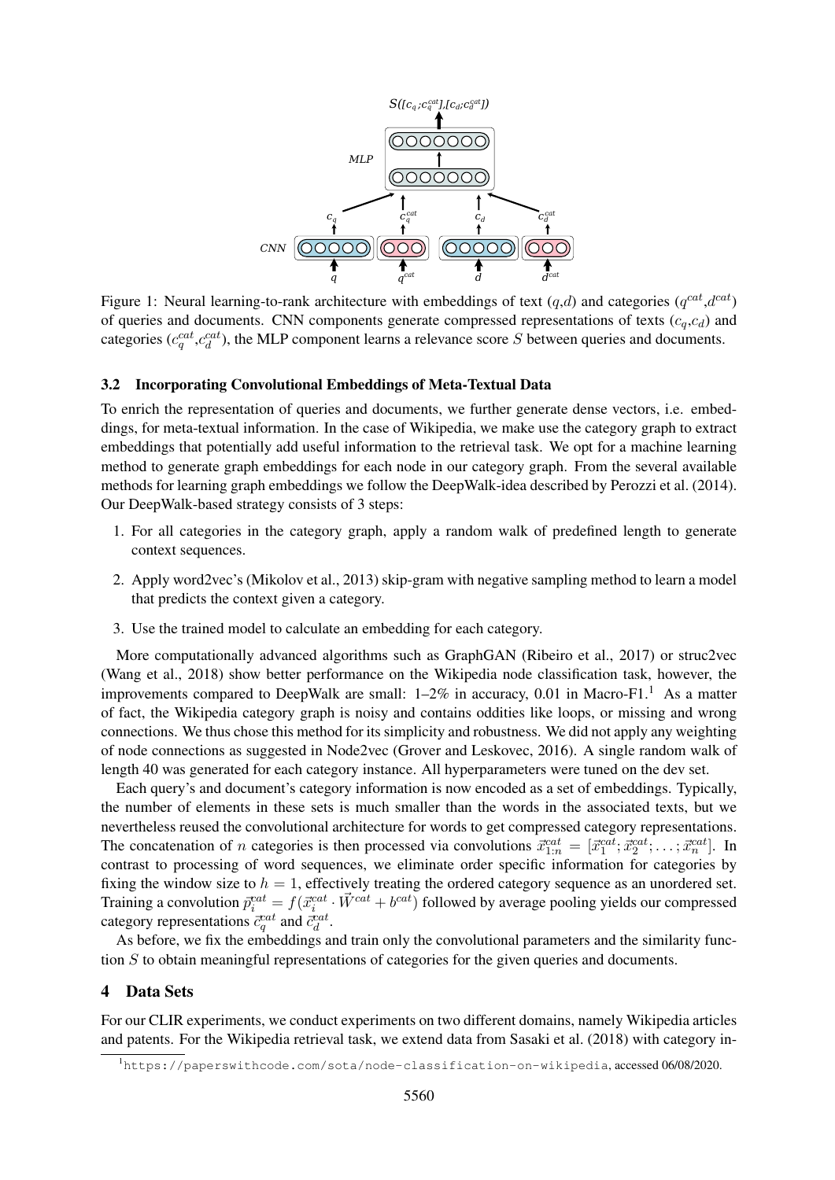Figure 1: Neural learning-to-rank architecture with embeddings of text ($q$,$d$) and categories ($q^{cat}$,$d^{cat}$) of queries and documents. CNN components generate compressed representations of texts ($c_q$,$c_d$) and categories ($c_q^{cat}$,$c_d^{cat}$), the MLP component learns a relevance score $S$ between queries and documents.

### 3.2 Incorporating Convolutional Embeddings of Meta-Textual Data

To enrich the representation of queries and documents, we further generate dense vectors, i.e. embeddings, for meta-textual information. In the case of Wikipedia, we make use the category graph to extract embeddings that potentially add useful information to the retrieval task. We opt for a machine learning method to generate graph embeddings for each node in our category graph. From the several available methods for learning graph embeddings we follow the DeepWalk-idea described by Perozzi et al. (2014). Our DeepWalk-based strategy consists of 3 steps:

1. For all categories in the category graph, apply a random walk of predefined length to generate context sequences.
2. Apply word2vec's (Mikolov et al., 2013) skip-gram with negative sampling method to learn a model that predicts the context given a category.
3. Use the trained model to calculate an embedding for each category.

More computationally advanced algorithms such as GraphGAN (Ribeiro et al., 2017) or struc2vec (Wang et al., 2018) show better performance on the Wikipedia node classification task, however, the improvements compared to DeepWalk are small: 1–2% in accuracy, 0.01 in Macro-F1.[1] As a matter of fact, the Wikipedia category graph is noisy and contains oddities like loops, or missing and wrong connections. We thus chose this method for its simplicity and robustness. We did not apply any weighting of node connections as suggested in Node2vec (Grover and Leskovec, 2016). A single random walk of length 40 was generated for each category instance. All hyperparameters were tuned on the dev set.

Each query's and document's category information is now encoded as a set of embeddings. Typically, the number of elements in these sets is much smaller than the words in the associated texts, but we nevertheless reused the convolutional architecture for words to get compressed category representations. The concatenation of $n$ categories is then processed via convolutions $\vec{x}_{1:n}^{cat} = [\vec{x}_1^{cat}; \vec{x}_2^{cat}; \ldots; \vec{x}_n^{cat}]$. In contrast to processing of word sequences, we eliminate order specific information for categories by fixing the window size to $h = 1$, effectively treating the ordered category sequence as an unordered set. Training a convolution $\vec{p}_i^{cat} = f(\vec{x}_i^{cat} \cdot \vec{W}^{cat} + b^{cat})$ followed by average pooling yields our compressed category representations $\vec{c}_q^{cat}$ and $\vec{c}_d^{cat}$.

As before, we fix the embeddings and train only the convolutional parameters and the similarity function $S$ to obtain meaningful representations of categories for the given queries and documents.

## 4 Data Sets

For our CLIR experiments, we conduct experiments on two different domains, namely Wikipedia articles and patents. For the Wikipedia retrieval task, we extend data from Sasaki et al. (2018) with category in-

[1] https://paperswithcode.com/sota/node-classification-on-wikipedia, accessed 06/08/2020.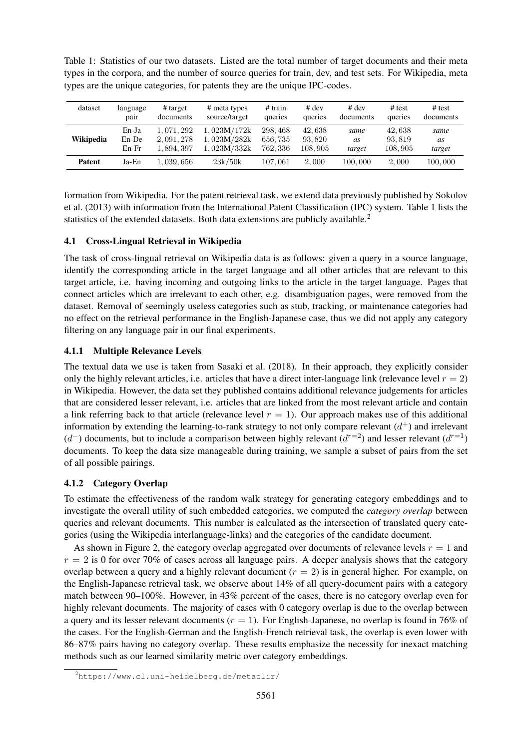Table 1: Statistics of our two datasets. Listed are the total number of target documents and their meta types in the corpora, and the number of source queries for train, dev, and test sets. For Wikipedia, meta types are the unique categories, for patents they are the unique IPC-codes.

| dataset | language pair | # target documents | # meta types source/target | # train queries | # dev queries | # dev documents | # test queries | # test documents |
|---|---|---|---|---|---|---|---|---|
| **Wikipedia** | En-Ja | 1,071,292 | 1,023M/172k | 298,468 | 42,638 | *same* | 42,638 | *same* |
| | En-De | 2,091,278 | 1,023M/282k | 656,735 | 93,820 | *as* | 93,819 | *as* |
| | En-Fr | 1,894,397 | 1,023M/332k | 762,336 | 108,905 | *target* | 108,905 | *target* |
| **Patent** | Ja-En | 1,039,656 | 23k/50k | 107,061 | 2,000 | 100,000 | 2,000 | 100,000 |

formation from Wikipedia. For the patent retrieval task, we extend data previously published by Sokolov et al. (2013) with information from the International Patent Classification (IPC) system. Table 1 lists the statistics of the extended datasets. Both data extensions are publicly available.[2]

### 4.1 Cross-Lingual Retrieval in Wikipedia

The task of cross-lingual retrieval on Wikipedia data is as follows: given a query in a source language, identify the corresponding article in the target language and all other articles that are relevant to this target article, i.e. having incoming and outgoing links to the article in the target language. Pages that connect articles which are irrelevant to each other, e.g. disambiguation pages, were removed from the dataset. Removal of seemingly useless categories such as stub, tracking, or maintenance categories had no effect on the retrieval performance in the English-Japanese case, thus we did not apply any category filtering on any language pair in our final experiments.

#### 4.1.1 Multiple Relevance Levels

The textual data we use is taken from Sasaki et al. (2018). In their approach, they explicitly consider only the highly relevant articles, i.e. articles that have a direct inter-language link (relevance level $r = 2$) in Wikipedia. However, the data set they published contains additional relevance judgements for articles that are considered lesser relevant, i.e. articles that are linked from the most relevant article and contain a link referring back to that article (relevance level $r = 1$). Our approach makes use of this additional information by extending the learning-to-rank strategy to not only compare relevant ($d^+$) and irrelevant ($d^-$) documents, but to include a comparison between highly relevant ($d^{r=2}$) and lesser relevant ($d^{r=1}$) documents. To keep the data size manageable during training, we sample a subset of pairs from the set of all possible pairings.

#### 4.1.2 Category Overlap

To estimate the effectiveness of the random walk strategy for generating category embeddings and to investigate the overall utility of such embedded categories, we computed the *category overlap* between queries and relevant documents. This number is calculated as the intersection of translated query categories (using the Wikipedia interlanguage-links) and the categories of the candidate document.

As shown in Figure 2, the category overlap aggregated over documents of relevance levels $r = 1$ and $r = 2$ is 0 for over 70% of cases across all language pairs. A deeper analysis shows that the category overlap between a query and a highly relevant document ($r = 2$) is in general higher. For example, on the English-Japanese retrieval task, we observe about 14% of all query-document pairs with a category match between 90–100%. However, in 43% percent of the cases, there is no category overlap even for highly relevant documents. The majority of cases with 0 category overlap is due to the overlap between a query and its lesser relevant documents ($r = 1$). For English-Japanese, no overlap is found in 76% of the cases. For the English-German and the English-French retrieval task, the overlap is even lower with 86–87% pairs having no category overlap. These results emphasize the necessity for inexact matching methods such as our learned similarity metric over category embeddings.

[2] https://www.cl.uni-heidelberg.de/metaclir/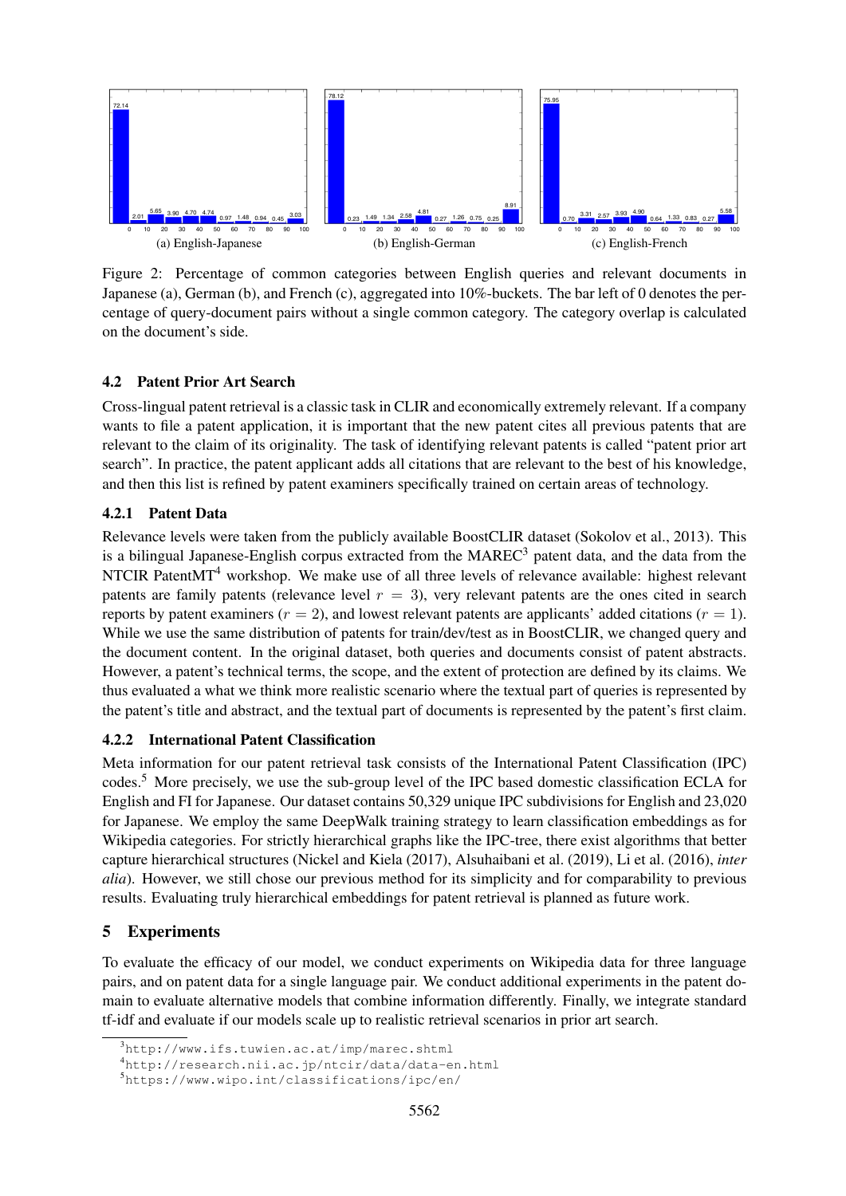(a) English-Japanese

(b) English-German

(c) English-French

Figure 2: Percentage of common categories between English queries and relevant documents in Japanese (a), German (b), and French (c), aggregated into 10%-buckets. The bar left of 0 denotes the percentage of query-document pairs without a single common category. The category overlap is calculated on the document's side.

### 4.2 Patent Prior Art Search

Cross-lingual patent retrieval is a classic task in CLIR and economically extremely relevant. If a company wants to file a patent application, it is important that the new patent cites all previous patents that are relevant to the claim of its originality. The task of identifying relevant patents is called "patent prior art search". In practice, the patent applicant adds all citations that are relevant to the best of his knowledge, and then this list is refined by patent examiners specifically trained on certain areas of technology.

#### 4.2.1 Patent Data

Relevance levels were taken from the publicly available BoostCLIR dataset (Sokolov et al., 2013). This is a bilingual Japanese-English corpus extracted from the MAREC[3] patent data, and the data from the NTCIR PatentMT[4] workshop. We make use of all three levels of relevance available: highest relevant patents are family patents (relevance level $r = 3$), very relevant patents are the ones cited in search reports by patent examiners ($r = 2$), and lowest relevant patents are applicants' added citations ($r = 1$). While we use the same distribution of patents for train/dev/test as in BoostCLIR, we changed query and the document content. In the original dataset, both queries and documents consist of patent abstracts. However, a patent's technical terms, the scope, and the extent of protection are defined by its claims. We thus evaluated a what we think more realistic scenario where the textual part of queries is represented by the patent's title and abstract, and the textual part of documents is represented by the patent's first claim.

#### 4.2.2 International Patent Classification

Meta information for our patent retrieval task consists of the International Patent Classification (IPC) codes.[5] More precisely, we use the sub-group level of the IPC based domestic classification ECLA for English and FI for Japanese. Our dataset contains 50,329 unique IPC subdivisions for English and 23,020 for Japanese. We employ the same DeepWalk training strategy to learn classification embeddings as for Wikipedia categories. For strictly hierarchical graphs like the IPC-tree, there exist algorithms that better capture hierarchical structures (Nickel and Kiela (2017), Alsuhaibani et al. (2019), Li et al. (2016), *inter alia*). However, we still chose our previous method for its simplicity and for comparability to previous results. Evaluating truly hierarchical embeddings for patent retrieval is planned as future work.

## 5 Experiments

To evaluate the efficacy of our model, we conduct experiments on Wikipedia data for three language pairs, and on patent data for a single language pair. We conduct additional experiments in the patent domain to evaluate alternative models that combine information differently. Finally, we integrate standard tf-idf and evaluate if our models scale up to realistic retrieval scenarios in prior art search.

[3] http://www.ifs.tuwien.ac.at/imp/marec.shtml

[4] http://research.nii.ac.jp/ntcir/data/data-en.html

[5] https://www.wipo.int/classifications/ipc/en/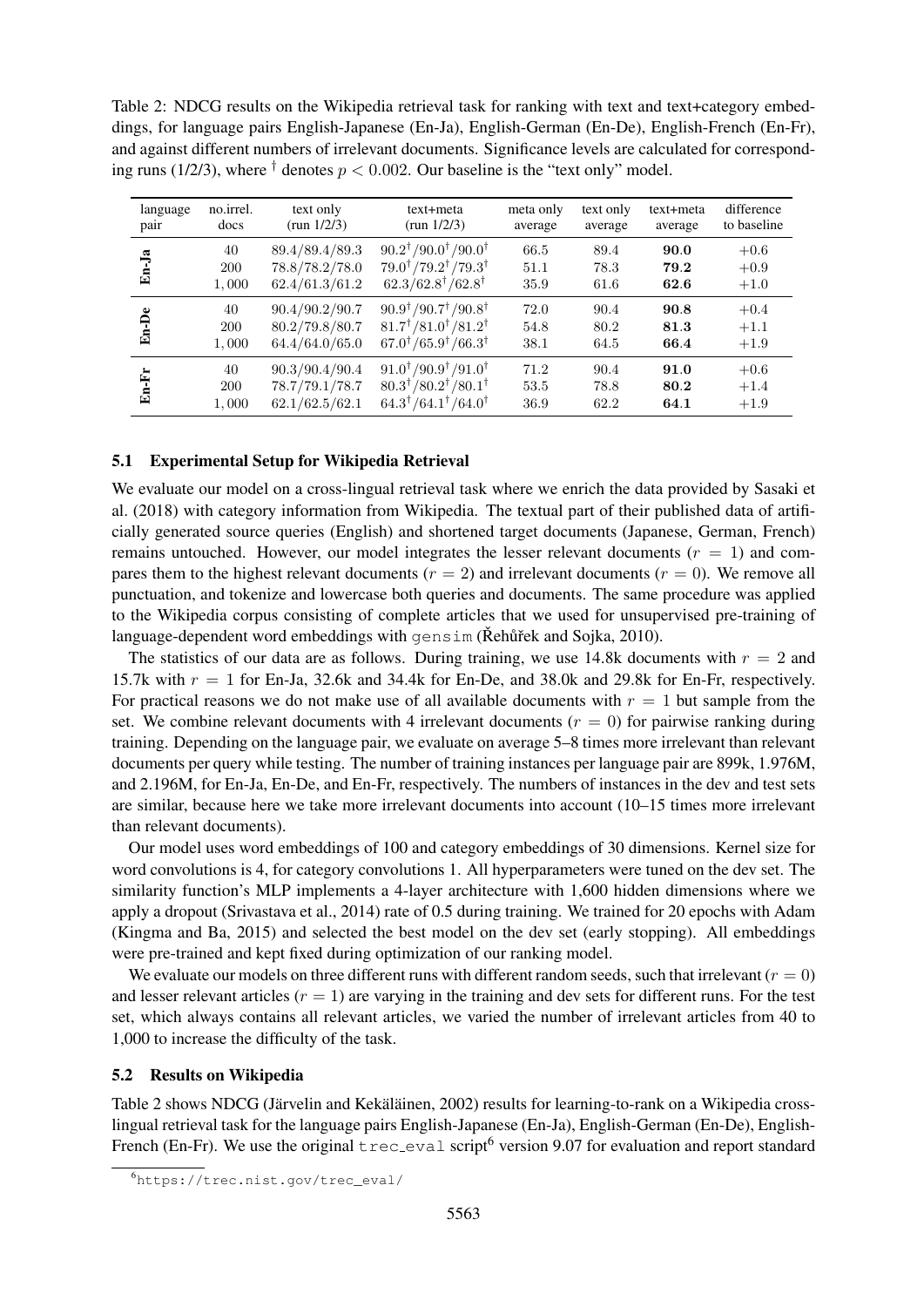Table 2: NDCG results on the Wikipedia retrieval task for ranking with text and text+category embeddings, for language pairs English-Japanese (En-Ja), English-German (En-De), English-French (En-Fr), and against different numbers of irrelevant documents. Significance levels are calculated for corresponding runs (1/2/3), where $^\dagger$ denotes $p < 0.002$. Our baseline is the "text only" model.

| language pair | no.irrel. docs | text only (run 1/2/3) | text+meta (run 1/2/3) | meta only average | text only average | text+meta average | difference to baseline |
|---|---|---|---|---|---|---|---|
| **En-Ja** | 40 | 89.4/89.4/89.3 | $90.2^\dagger/90.0^\dagger/90.0^\dagger$ | 66.5 | 89.4 | **90.0** | +0.6 |
| | 200 | 78.8/78.2/78.0 | $79.0^\dagger/79.2^\dagger/79.3^\dagger$ | 51.1 | 78.3 | **79.2** | +0.9 |
| | 1,000 | 62.4/61.3/61.2 | $62.3/62.8^\dagger/62.8^\dagger$ | 35.9 | 61.6 | **62.6** | +1.0 |
| **En-De** | 40 | 90.4/90.2/90.7 | $90.9^\dagger/90.7^\dagger/90.8^\dagger$ | 72.0 | 90.4 | **90.8** | +0.4 |
| | 200 | 80.2/79.8/80.7 | $81.7^\dagger/81.0^\dagger/81.2^\dagger$ | 54.8 | 80.2 | **81.3** | +1.1 |
| | 1,000 | 64.4/64.0/65.0 | $67.0^\dagger/65.9^\dagger/66.3^\dagger$ | 38.1 | 64.5 | **66.4** | +1.9 |
| **En-Fr** | 40 | 90.3/90.4/90.4 | $91.0^\dagger/90.9^\dagger/91.0^\dagger$ | 71.2 | 90.4 | **91.0** | +0.6 |
| | 200 | 78.7/79.1/78.7 | $80.3^\dagger/80.2^\dagger/80.1^\dagger$ | 53.5 | 78.8 | **80.2** | +1.4 |
| | 1,000 | 62.1/62.5/62.1 | $64.3^\dagger/64.1^\dagger/64.0^\dagger$ | 36.9 | 62.2 | **64.1** | +1.9 |

### 5.1 Experimental Setup for Wikipedia Retrieval

We evaluate our model on a cross-lingual retrieval task where we enrich the data provided by Sasaki et al. (2018) with category information from Wikipedia. The textual part of their published data of artificially generated source queries (English) and shortened target documents (Japanese, German, French) remains untouched. However, our model integrates the lesser relevant documents ($r = 1$) and compares them to the highest relevant documents ($r = 2$) and irrelevant documents ($r = 0$). We remove all punctuation, and tokenize and lowercase both queries and documents. The same procedure was applied to the Wikipedia corpus consisting of complete articles that we used for unsupervised pre-training of language-dependent word embeddings with `gensim` (Řehůřek and Sojka, 2010).

The statistics of our data are as follows. During training, we use 14.8k documents with $r = 2$ and 15.7k with $r = 1$ for En-Ja, 32.6k and 34.4k for En-De, and 38.0k and 29.8k for En-Fr, respectively. For practical reasons we do not make use of all available documents with $r = 1$ but sample from the set. We combine relevant documents with 4 irrelevant documents ($r = 0$) for pairwise ranking during training. Depending on the language pair, we evaluate on average 5–8 times more irrelevant than relevant documents per query while testing. The number of training instances per language pair are 899k, 1.976M, and 2.196M, for En-Ja, En-De, and En-Fr, respectively. The numbers of instances in the dev and test sets are similar, because here we take more irrelevant documents into account (10–15 times more irrelevant than relevant documents).

Our model uses word embeddings of 100 and category embeddings of 30 dimensions. Kernel size for word convolutions is 4, for category convolutions 1. All hyperparameters were tuned on the dev set. The similarity function's MLP implements a 4-layer architecture with 1,600 hidden dimensions where we apply a dropout (Srivastava et al., 2014) rate of 0.5 during training. We trained for 20 epochs with Adam (Kingma and Ba, 2015) and selected the best model on the dev set (early stopping). All embeddings were pre-trained and kept fixed during optimization of our ranking model.

We evaluate our models on three different runs with different random seeds, such that irrelevant ($r = 0$) and lesser relevant articles ($r = 1$) are varying in the training and dev sets for different runs. For the test set, which always contains all relevant articles, we varied the number of irrelevant articles from 40 to 1,000 to increase the difficulty of the task.

### 5.2 Results on Wikipedia

Table 2 shows NDCG (Järvelin and Kekäläinen, 2002) results for learning-to-rank on a Wikipedia cross-lingual retrieval task for the language pairs English-Japanese (En-Ja), English-German (En-De), English-French (En-Fr). We use the original `trec_eval` script[6] version 9.07 for evaluation and report standard

[6] https://trec.nist.gov/trec_eval/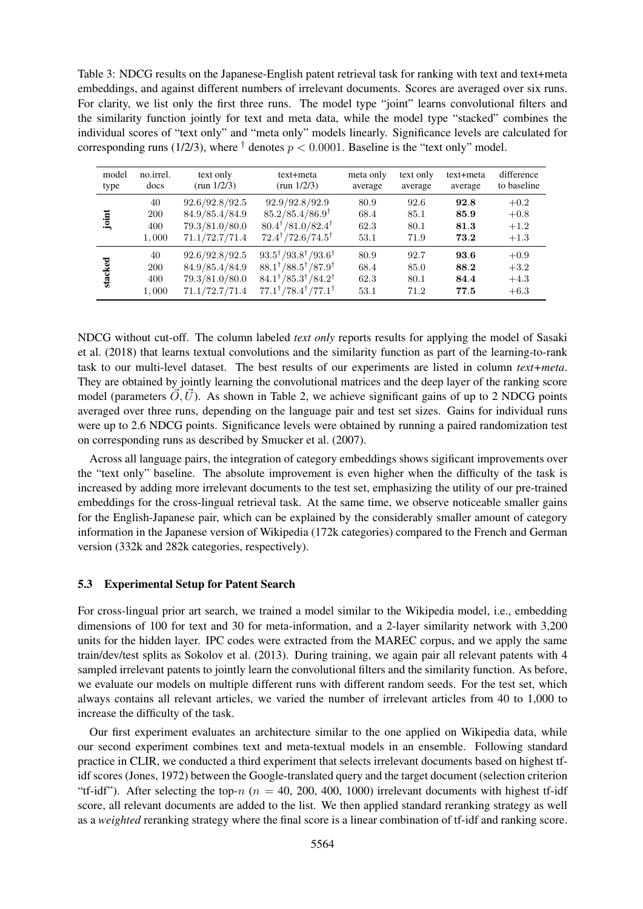Table 3: NDCG results on the Japanese-English patent retrieval task for ranking with text and text+meta embeddings, and against different numbers of irrelevant documents. Scores are averaged over six runs. For clarity, we list only the first three runs. The model type "joint" learns convolutional filters and the similarity function jointly for text and meta data, while the model type "stacked" combines the individual scores of "text only" and "meta only" models linearly. Significance levels are calculated for corresponding runs (1/2/3), where $^{\dagger}$ denotes $p < 0.0001$. Baseline is the "text only" model.

| model type | no.irrel. docs | text only (run 1/2/3) | text+meta (run 1/2/3) | meta only average | text only average | text+meta average | difference to baseline |
|---|---|---|---|---|---|---|---|
| joint | 40 | 92.6/92.8/92.5 | 92.9/92.8/92.9 | 80.9 | 92.6 | **92.8** | +0.2 |
| | 200 | 84.9/85.4/84.9 | 85.2/85.4/86.9$^{\dagger}$ | 68.4 | 85.1 | **85.9** | +0.8 |
| | 400 | 79.3/81.0/80.0 | 80.4$^{\dagger}$/81.0/82.4$^{\dagger}$ | 62.3 | 80.1 | **81.3** | +1.2 |
| | 1,000 | 71.1/72.7/71.4 | 72.4$^{\dagger}$/72.6/74.5$^{\dagger}$ | 53.1 | 71.9 | **73.2** | +1.3 |
| stacked | 40 | 92.6/92.8/92.5 | 93.5$^{\dagger}$/93.8$^{\dagger}$/93.6$^{\dagger}$ | 80.9 | 92.7 | **93.6** | +0.9 |
| | 200 | 84.9/85.4/84.9 | 88.1$^{\dagger}$/88.5$^{\dagger}$/87.9$^{\dagger}$ | 68.4 | 85.0 | **88.2** | +3.2 |
| | 400 | 79.3/81.0/80.0 | 84.1$^{\dagger}$/85.3$^{\dagger}$/84.2$^{\dagger}$ | 62.3 | 80.1 | **84.4** | +4.3 |
| | 1,000 | 71.1/72.7/71.4 | 77.1$^{\dagger}$/78.4$^{\dagger}$/77.1$^{\dagger}$ | 53.1 | 71.2 | **77.5** | +6.3 |

NDCG without cut-off. The column labeled *text only* reports results for applying the model of Sasaki et al. (2018) that learns textual convolutions and the similarity function as part of the learning-to-rank task to our multi-level dataset. The best results of our experiments are listed in column *text+meta*. They are obtained by jointly learning the convolutional matrices and the deep layer of the ranking score model (parameters $\vec{O}, \vec{U}$). As shown in Table 2, we achieve significant gains of up to 2 NDCG points averaged over three runs, depending on the language pair and test set sizes. Gains for individual runs were up to 2.6 NDCG points. Significance levels were obtained by running a paired randomization test on corresponding runs as described by Smucker et al. (2007).

Across all language pairs, the integration of category embeddings shows sigificant improvements over the "text only" baseline. The absolute improvement is even higher when the difficulty of the task is increased by adding more irrelevant documents to the test set, emphasizing the utility of our pre-trained embeddings for the cross-lingual retrieval task. At the same time, we observe noticeable smaller gains for the English-Japanese pair, which can be explained by the considerably smaller amount of category information in the Japanese version of Wikipedia (172k categories) compared to the French and German version (332k and 282k categories, respectively).

### 5.3 Experimental Setup for Patent Search

For cross-lingual prior art search, we trained a model similar to the Wikipedia model, i.e., embedding dimensions of 100 for text and 30 for meta-information, and a 2-layer similarity network with 3,200 units for the hidden layer. IPC codes were extracted from the MAREC corpus, and we apply the same train/dev/test splits as Sokolov et al. (2013). During training, we again pair all relevant patents with 4 sampled irrelevant patents to jointly learn the convolutional filters and the similarity function. As before, we evaluate our models on multiple different runs with different random seeds. For the test set, which always contains all relevant articles, we varied the number of irrelevant articles from 40 to 1,000 to increase the difficulty of the task.

Our first experiment evaluates an architecture similar to the one applied on Wikipedia data, while our second experiment combines text and meta-textual models in an ensemble. Following standard practice in CLIR, we conducted a third experiment that selects irrelevant documents based on highest tf-idf scores (Jones, 1972) between the Google-translated query and the target document (selection criterion "tf-idf"). After selecting the top-$n$ ($n$ = 40, 200, 400, 1000) irrelevant documents with highest tf-idf score, all relevant documents are added to the list. We then applied standard reranking strategy as well as a *weighted* reranking strategy where the final score is a linear combination of tf-idf and ranking score.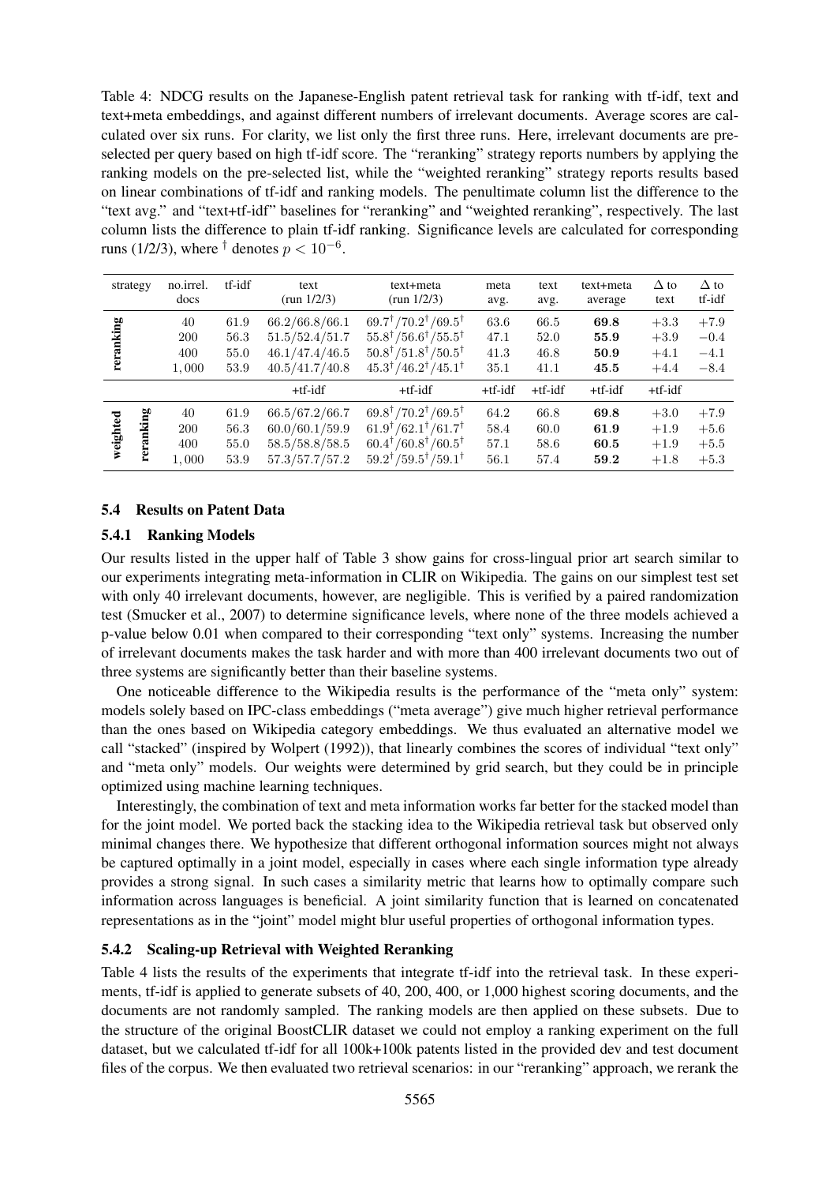Table 4: NDCG results on the Japanese-English patent retrieval task for ranking with tf-idf, text and text+meta embeddings, and against different numbers of irrelevant documents. Average scores are calculated over six runs. For clarity, we list only the first three runs. Here, irrelevant documents are preselected per query based on high tf-idf score. The "reranking" strategy reports numbers by applying the ranking models on the pre-selected list, while the "weighted reranking" strategy reports results based on linear combinations of tf-idf and ranking models. The penultimate column list the difference to the "text avg." and "text+tf-idf" baselines for "reranking" and "weighted reranking", respectively. The last column lists the difference to plain tf-idf ranking. Significance levels are calculated for corresponding runs (1/2/3), where † denotes $p < 10^{-6}$.

| strategy | no.irrel. docs | tf-idf | text (run 1/2/3) | text+meta (run 1/2/3) | meta avg. | text avg. | text+meta average | Δ to text | Δ to tf-idf |
|---|---|---|---|---|---|---|---|---|---|
| reranking | 40 | 61.9 | 66.2/66.8/66.1 | 69.7†/70.2†/69.5† | 63.6 | 66.5 | **69.8** | +3.3 | +7.9 |
| | 200 | 56.3 | 51.5/52.4/51.7 | 55.8†/56.6†/55.5† | 47.1 | 52.0 | **55.9** | +3.9 | −0.4 |
| | 400 | 55.0 | 46.1/47.4/46.5 | 50.8†/51.8†/50.5† | 41.3 | 46.8 | **50.9** | +4.1 | −4.1 |
| | 1,000 | 53.9 | 40.5/41.7/40.8 | 45.3†/46.2†/45.1† | 35.1 | 41.1 | **45.5** | +4.4 | −8.4 |
| | | | +tf-idf | +tf-idf | +tf-idf | +tf-idf | +tf-idf | +tf-idf | |
| weighted reranking | 40 | 61.9 | 66.5/67.2/66.7 | 69.8†/70.2†/69.5† | 64.2 | 66.8 | **69.8** | +3.0 | +7.9 |
| | 200 | 56.3 | 60.0/60.1/59.9 | 61.9†/62.1†/61.7† | 58.4 | 60.0 | **61.9** | +1.9 | +5.6 |
| | 400 | 55.0 | 58.5/58.8/58.5 | 60.4†/60.8†/60.5† | 57.1 | 58.6 | **60.5** | +1.9 | +5.5 |
| | 1,000 | 53.9 | 57.3/57.7/57.2 | 59.2†/59.5†/59.1† | 56.1 | 57.4 | **59.2** | +1.8 | +5.3 |

## 5.4 Results on Patent Data

### 5.4.1 Ranking Models

Our results listed in the upper half of Table 3 show gains for cross-lingual prior art search similar to our experiments integrating meta-information in CLIR on Wikipedia. The gains on our simplest test set with only 40 irrelevant documents, however, are negligible. This is verified by a paired randomization test (Smucker et al., 2007) to determine significance levels, where none of the three models achieved a p-value below 0.01 when compared to their corresponding "text only" systems. Increasing the number of irrelevant documents makes the task harder and with more than 400 irrelevant documents two out of three systems are significantly better than their baseline systems.

One noticeable difference to the Wikipedia results is the performance of the "meta only" system: models solely based on IPC-class embeddings ("meta average") give much higher retrieval performance than the ones based on Wikipedia category embeddings. We thus evaluated an alternative model we call "stacked" (inspired by Wolpert (1992)), that linearly combines the scores of individual "text only" and "meta only" models. Our weights were determined by grid search, but they could be in principle optimized using machine learning techniques.

Interestingly, the combination of text and meta information works far better for the stacked model than for the joint model. We ported back the stacking idea to the Wikipedia retrieval task but observed only minimal changes there. We hypothesize that different orthogonal information sources might not always be captured optimally in a joint model, especially in cases where each single information type already provides a strong signal. In such cases a similarity metric that learns how to optimally compare such information across languages is beneficial. A joint similarity function that is learned on concatenated representations as in the "joint" model might blur useful properties of orthogonal information types.

### 5.4.2 Scaling-up Retrieval with Weighted Reranking

Table 4 lists the results of the experiments that integrate tf-idf into the retrieval task. In these experiments, tf-idf is applied to generate subsets of 40, 200, 400, or 1,000 highest scoring documents, and the documents are not randomly sampled. The ranking models are then applied on these subsets. Due to the structure of the original BoostCLIR dataset we could not employ a ranking experiment on the full dataset, but we calculated tf-idf for all 100k+100k patents listed in the provided dev and test document files of the corpus. We then evaluated two retrieval scenarios: in our "reranking" approach, we rerank the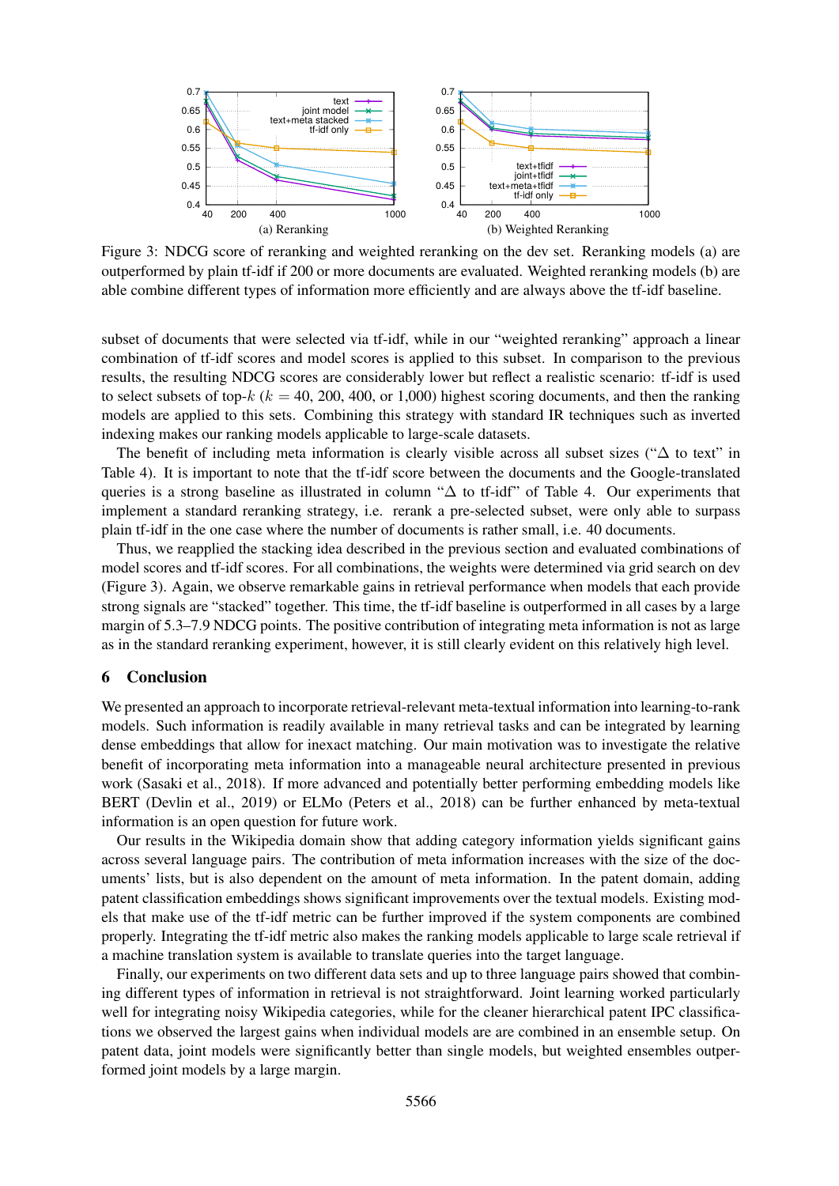Figure 3: NDCG score of reranking and weighted reranking on the dev set. Reranking models (a) are outperformed by plain tf-idf if 200 or more documents are evaluated. Weighted reranking models (b) are able combine different types of information more efficiently and are always above the tf-idf baseline.

subset of documents that were selected via tf-idf, while in our "weighted reranking" approach a linear combination of tf-idf scores and model scores is applied to this subset. In comparison to the previous results, the resulting NDCG scores are considerably lower but reflect a realistic scenario: tf-idf is used to select subsets of top-$k$ ($k$ = 40, 200, 400, or 1,000) highest scoring documents, and then the ranking models are applied to this sets. Combining this strategy with standard IR techniques such as inverted indexing makes our ranking models applicable to large-scale datasets.

The benefit of including meta information is clearly visible across all subset sizes ("$\Delta$ to text" in Table 4). It is important to note that the tf-idf score between the documents and the Google-translated queries is a strong baseline as illustrated in column "$\Delta$ to tf-idf" of Table 4. Our experiments that implement a standard reranking strategy, i.e. rerank a pre-selected subset, were only able to surpass plain tf-idf in the one case where the number of documents is rather small, i.e. 40 documents.

Thus, we reapplied the stacking idea described in the previous section and evaluated combinations of model scores and tf-idf scores. For all combinations, the weights were determined via grid search on dev (Figure 3). Again, we observe remarkable gains in retrieval performance when models that each provide strong signals are "stacked" together. This time, the tf-idf baseline is outperformed in all cases by a large margin of 5.3–7.9 NDCG points. The positive contribution of integrating meta information is not as large as in the standard reranking experiment, however, it is still clearly evident on this relatively high level.

## 6 Conclusion

We presented an approach to incorporate retrieval-relevant meta-textual information into learning-to-rank models. Such information is readily available in many retrieval tasks and can be integrated by learning dense embeddings that allow for inexact matching. Our main motivation was to investigate the relative benefit of incorporating meta information into a manageable neural architecture presented in previous work (Sasaki et al., 2018). If more advanced and potentially better performing embedding models like BERT (Devlin et al., 2019) or ELMo (Peters et al., 2018) can be further enhanced by meta-textual information is an open question for future work.

Our results in the Wikipedia domain show that adding category information yields significant gains across several language pairs. The contribution of meta information increases with the size of the documents' lists, but is also dependent on the amount of meta information. In the patent domain, adding patent classification embeddings shows significant improvements over the textual models. Existing models that make use of the tf-idf metric can be further improved if the system components are combined properly. Integrating the tf-idf metric also makes the ranking models applicable to large scale retrieval if a machine translation system is available to translate queries into the target language.

Finally, our experiments on two different data sets and up to three language pairs showed that combining different types of information in retrieval is not straightforward. Joint learning worked particularly well for integrating noisy Wikipedia categories, while for the cleaner hierarchical patent IPC classifications we observed the largest gains when individual models are are combined in an ensemble setup. On patent data, joint models were significantly better than single models, but weighted ensembles outperformed joint models by a large margin.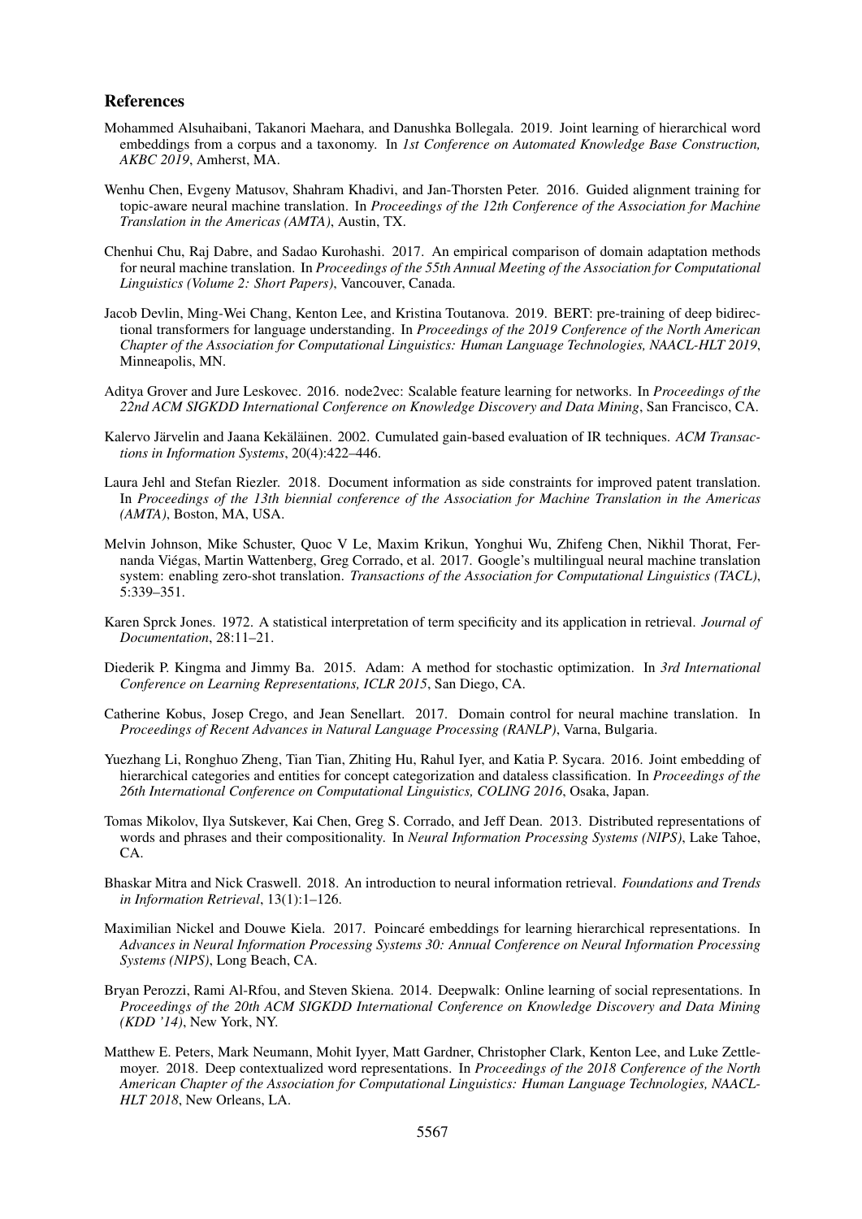## References

Mohammed Alsuhaibani, Takanori Maehara, and Danushka Bollegala. 2019. Joint learning of hierarchical word embeddings from a corpus and a taxonomy. In *1st Conference on Automated Knowledge Base Construction, AKBC 2019*, Amherst, MA.

Wenhu Chen, Evgeny Matusov, Shahram Khadivi, and Jan-Thorsten Peter. 2016. Guided alignment training for topic-aware neural machine translation. In *Proceedings of the 12th Conference of the Association for Machine Translation in the Americas (AMTA)*, Austin, TX.

Chenhui Chu, Raj Dabre, and Sadao Kurohashi. 2017. An empirical comparison of domain adaptation methods for neural machine translation. In *Proceedings of the 55th Annual Meeting of the Association for Computational Linguistics (Volume 2: Short Papers)*, Vancouver, Canada.

Jacob Devlin, Ming-Wei Chang, Kenton Lee, and Kristina Toutanova. 2019. BERT: pre-training of deep bidirectional transformers for language understanding. In *Proceedings of the 2019 Conference of the North American Chapter of the Association for Computational Linguistics: Human Language Technologies, NAACL-HLT 2019*, Minneapolis, MN.

Aditya Grover and Jure Leskovec. 2016. node2vec: Scalable feature learning for networks. In *Proceedings of the 22nd ACM SIGKDD International Conference on Knowledge Discovery and Data Mining*, San Francisco, CA.

Kalervo Järvelin and Jaana Kekäläinen. 2002. Cumulated gain-based evaluation of IR techniques. *ACM Transactions in Information Systems*, 20(4):422–446.

Laura Jehl and Stefan Riezler. 2018. Document information as side constraints for improved patent translation. In *Proceedings of the 13th biennial conference of the Association for Machine Translation in the Americas (AMTA)*, Boston, MA, USA.

Melvin Johnson, Mike Schuster, Quoc V Le, Maxim Krikun, Yonghui Wu, Zhifeng Chen, Nikhil Thorat, Fernanda Viégas, Martin Wattenberg, Greg Corrado, et al. 2017. Google's multilingual neural machine translation system: enabling zero-shot translation. *Transactions of the Association for Computational Linguistics (TACL)*, 5:339–351.

Karen Sprck Jones. 1972. A statistical interpretation of term specificity and its application in retrieval. *Journal of Documentation*, 28:11–21.

Diederik P. Kingma and Jimmy Ba. 2015. Adam: A method for stochastic optimization. In *3rd International Conference on Learning Representations, ICLR 2015*, San Diego, CA.

Catherine Kobus, Josep Crego, and Jean Senellart. 2017. Domain control for neural machine translation. In *Proceedings of Recent Advances in Natural Language Processing (RANLP)*, Varna, Bulgaria.

Yuezhang Li, Ronghuo Zheng, Tian Tian, Zhiting Hu, Rahul Iyer, and Katia P. Sycara. 2016. Joint embedding of hierarchical categories and entities for concept categorization and dataless classification. In *Proceedings of the 26th International Conference on Computational Linguistics, COLING 2016*, Osaka, Japan.

Tomas Mikolov, Ilya Sutskever, Kai Chen, Greg S. Corrado, and Jeff Dean. 2013. Distributed representations of words and phrases and their compositionality. In *Neural Information Processing Systems (NIPS)*, Lake Tahoe, CA.

Bhaskar Mitra and Nick Craswell. 2018. An introduction to neural information retrieval. *Foundations and Trends in Information Retrieval*, 13(1):1–126.

Maximilian Nickel and Douwe Kiela. 2017. Poincaré embeddings for learning hierarchical representations. In *Advances in Neural Information Processing Systems 30: Annual Conference on Neural Information Processing Systems (NIPS)*, Long Beach, CA.

Bryan Perozzi, Rami Al-Rfou, and Steven Skiena. 2014. Deepwalk: Online learning of social representations. In *Proceedings of the 20th ACM SIGKDD International Conference on Knowledge Discovery and Data Mining (KDD '14)*, New York, NY.

Matthew E. Peters, Mark Neumann, Mohit Iyyer, Matt Gardner, Christopher Clark, Kenton Lee, and Luke Zettlemoyer. 2018. Deep contextualized word representations. In *Proceedings of the 2018 Conference of the North American Chapter of the Association for Computational Linguistics: Human Language Technologies, NAACL-HLT 2018*, New Orleans, LA.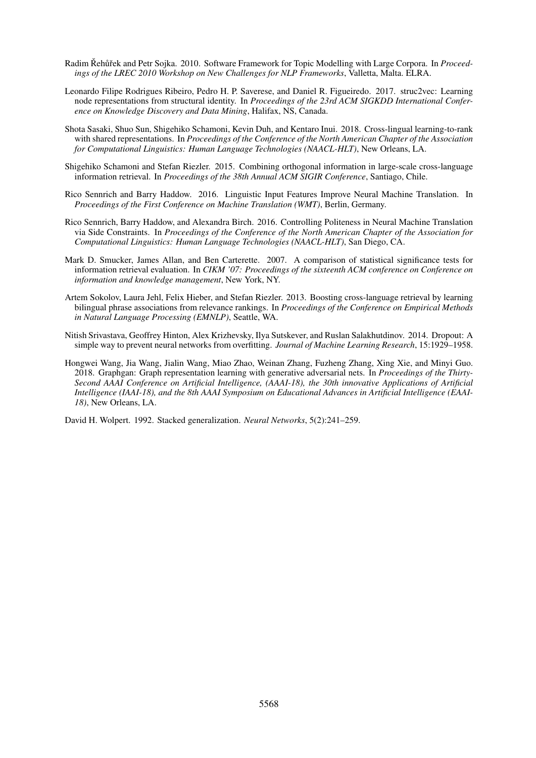Radim Řehůřek and Petr Sojka. 2010. Software Framework for Topic Modelling with Large Corpora. In *Proceedings of the LREC 2010 Workshop on New Challenges for NLP Frameworks*, Valletta, Malta. ELRA.

Leonardo Filipe Rodrigues Ribeiro, Pedro H. P. Saverese, and Daniel R. Figueiredo. 2017. struc2vec: Learning node representations from structural identity. In *Proceedings of the 23rd ACM SIGKDD International Conference on Knowledge Discovery and Data Mining*, Halifax, NS, Canada.

Shota Sasaki, Shuo Sun, Shigehiko Schamoni, Kevin Duh, and Kentaro Inui. 2018. Cross-lingual learning-to-rank with shared representations. In *Proceedings of the Conference of the North American Chapter of the Association for Computational Linguistics: Human Language Technologies (NAACL-HLT)*, New Orleans, LA.

Shigehiko Schamoni and Stefan Riezler. 2015. Combining orthogonal information in large-scale cross-language information retrieval. In *Proceedings of the 38th Annual ACM SIGIR Conference*, Santiago, Chile.

Rico Sennrich and Barry Haddow. 2016. Linguistic Input Features Improve Neural Machine Translation. In *Proceedings of the First Conference on Machine Translation (WMT)*, Berlin, Germany.

Rico Sennrich, Barry Haddow, and Alexandra Birch. 2016. Controlling Politeness in Neural Machine Translation via Side Constraints. In *Proceedings of the Conference of the North American Chapter of the Association for Computational Linguistics: Human Language Technologies (NAACL-HLT)*, San Diego, CA.

Mark D. Smucker, James Allan, and Ben Carterette. 2007. A comparison of statistical significance tests for information retrieval evaluation. In *CIKM '07: Proceedings of the sixteenth ACM conference on Conference on information and knowledge management*, New York, NY.

Artem Sokolov, Laura Jehl, Felix Hieber, and Stefan Riezler. 2013. Boosting cross-language retrieval by learning bilingual phrase associations from relevance rankings. In *Proceedings of the Conference on Empirical Methods in Natural Language Processing (EMNLP)*, Seattle, WA.

Nitish Srivastava, Geoffrey Hinton, Alex Krizhevsky, Ilya Sutskever, and Ruslan Salakhutdinov. 2014. Dropout: A simple way to prevent neural networks from overfitting. *Journal of Machine Learning Research*, 15:1929–1958.

Hongwei Wang, Jia Wang, Jialin Wang, Miao Zhao, Weinan Zhang, Fuzheng Zhang, Xing Xie, and Minyi Guo. 2018. Graphgan: Graph representation learning with generative adversarial nets. In *Proceedings of the Thirty-Second AAAI Conference on Artificial Intelligence, (AAAI-18), the 30th innovative Applications of Artificial Intelligence (IAAI-18), and the 8th AAAI Symposium on Educational Advances in Artificial Intelligence (EAAI-18)*, New Orleans, LA.

David H. Wolpert. 1992. Stacked generalization. *Neural Networks*, 5(2):241–259.